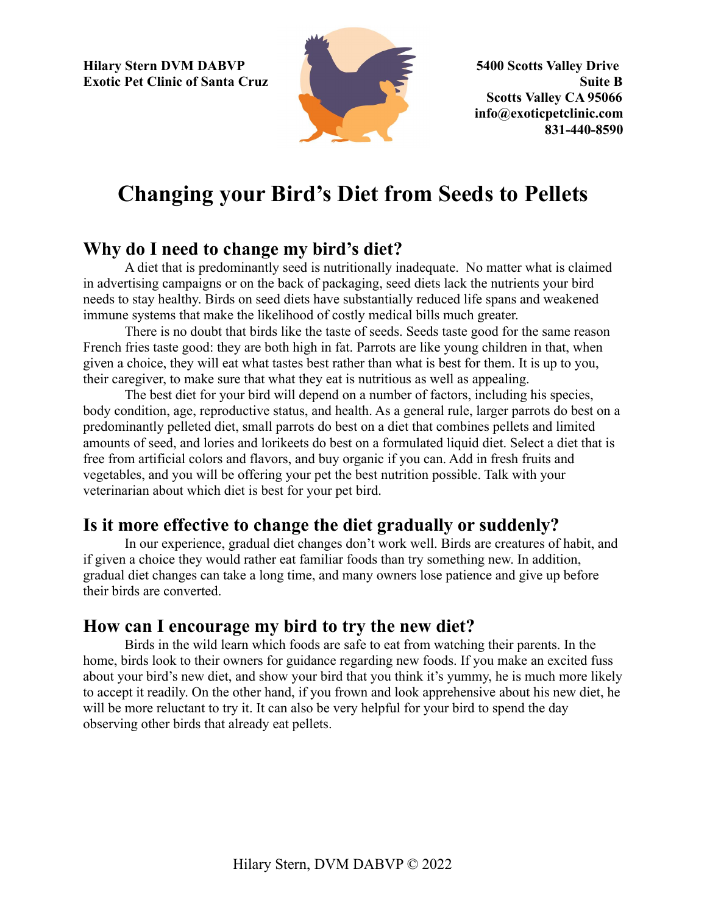**Hilary Stern DVM DABVP**
**Exotic Pet Clinic of Santa Cruz**

**5400 Scotts Valley Drive**
**Suite B**
**Scotts Valley CA 95066**
**info@exoticpetclinic.com**
**831-440-8590**

# Changing your Bird's Diet from Seeds to Pellets

## Why do I need to change my bird's diet?

A diet that is predominantly seed is nutritionally inadequate. No matter what is claimed in advertising campaigns or on the back of packaging, seed diets lack the nutrients your bird needs to stay healthy. Birds on seed diets have substantially reduced life spans and weakened immune systems that make the likelihood of costly medical bills much greater.

There is no doubt that birds like the taste of seeds. Seeds taste good for the same reason French fries taste good: they are both high in fat. Parrots are like young children in that, when given a choice, they will eat what tastes best rather than what is best for them. It is up to you, their caregiver, to make sure that what they eat is nutritious as well as appealing.

The best diet for your bird will depend on a number of factors, including his species, body condition, age, reproductive status, and health. As a general rule, larger parrots do best on a predominantly pelleted diet, small parrots do best on a diet that combines pellets and limited amounts of seed, and lories and lorikeets do best on a formulated liquid diet. Select a diet that is free from artificial colors and flavors, and buy organic if you can. Add in fresh fruits and vegetables, and you will be offering your pet the best nutrition possible. Talk with your veterinarian about which diet is best for your pet bird.

## Is it more effective to change the diet gradually or suddenly?

In our experience, gradual diet changes don't work well. Birds are creatures of habit, and if given a choice they would rather eat familiar foods than try something new. In addition, gradual diet changes can take a long time, and many owners lose patience and give up before their birds are converted.

## How can I encourage my bird to try the new diet?

Birds in the wild learn which foods are safe to eat from watching their parents. In the home, birds look to their owners for guidance regarding new foods. If you make an excited fuss about your bird's new diet, and show your bird that you think it's yummy, he is much more likely to accept it readily. On the other hand, if you frown and look apprehensive about his new diet, he will be more reluctant to try it. It can also be very helpful for your bird to spend the day observing other birds that already eat pellets.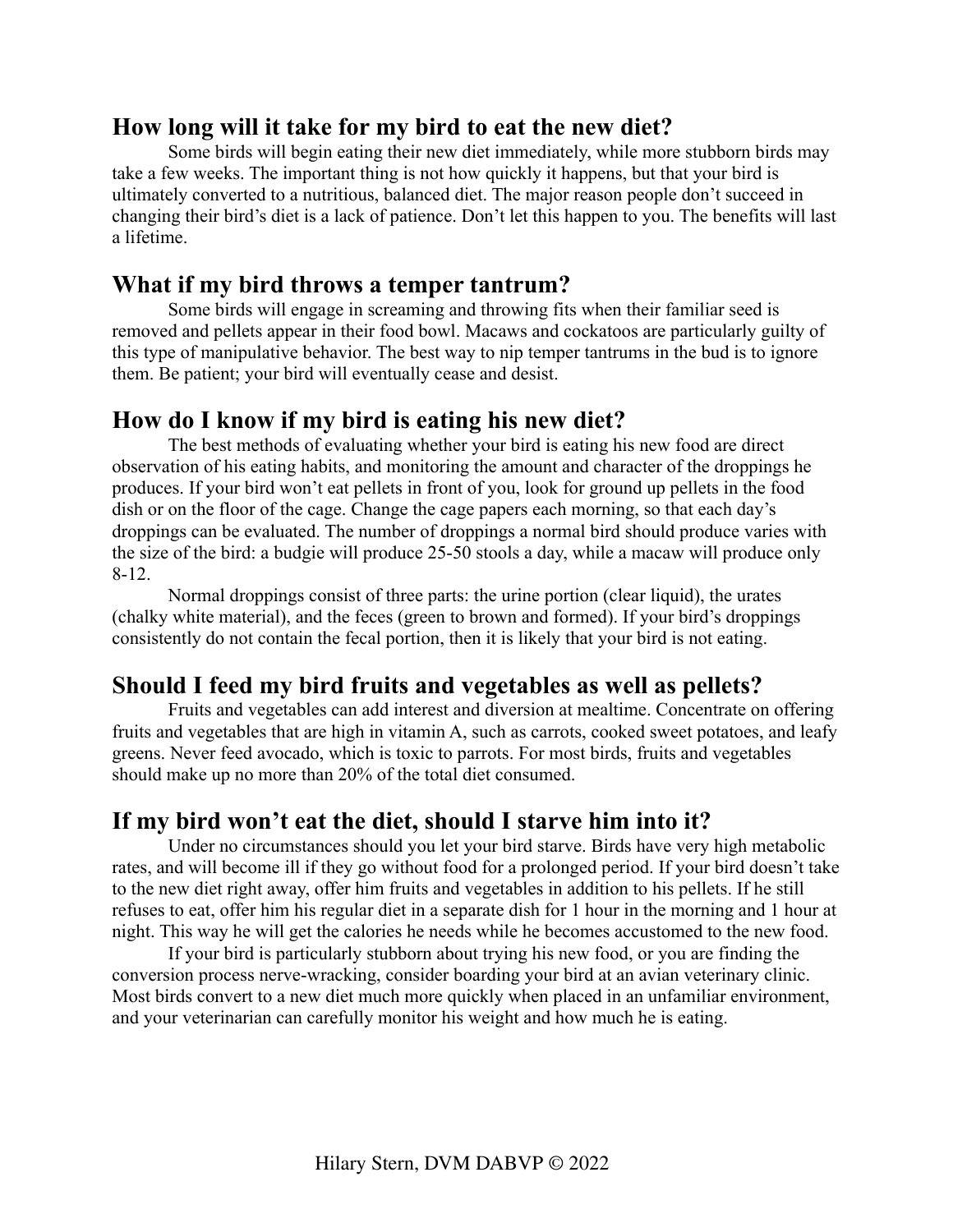## How long will it take for my bird to eat the new diet?

Some birds will begin eating their new diet immediately, while more stubborn birds may take a few weeks. The important thing is not how quickly it happens, but that your bird is ultimately converted to a nutritious, balanced diet. The major reason people don't succeed in changing their bird's diet is a lack of patience. Don't let this happen to you. The benefits will last a lifetime.

## What if my bird throws a temper tantrum?

Some birds will engage in screaming and throwing fits when their familiar seed is removed and pellets appear in their food bowl. Macaws and cockatoos are particularly guilty of this type of manipulative behavior. The best way to nip temper tantrums in the bud is to ignore them. Be patient; your bird will eventually cease and desist.

## How do I know if my bird is eating his new diet?

The best methods of evaluating whether your bird is eating his new food are direct observation of his eating habits, and monitoring the amount and character of the droppings he produces. If your bird won't eat pellets in front of you, look for ground up pellets in the food dish or on the floor of the cage. Change the cage papers each morning, so that each day's droppings can be evaluated. The number of droppings a normal bird should produce varies with the size of the bird: a budgie will produce 25-50 stools a day, while a macaw will produce only 8-12.

Normal droppings consist of three parts: the urine portion (clear liquid), the urates (chalky white material), and the feces (green to brown and formed). If your bird's droppings consistently do not contain the fecal portion, then it is likely that your bird is not eating.

## Should I feed my bird fruits and vegetables as well as pellets?

Fruits and vegetables can add interest and diversion at mealtime. Concentrate on offering fruits and vegetables that are high in vitamin A, such as carrots, cooked sweet potatoes, and leafy greens. Never feed avocado, which is toxic to parrots. For most birds, fruits and vegetables should make up no more than 20% of the total diet consumed.

## If my bird won't eat the diet, should I starve him into it?

Under no circumstances should you let your bird starve. Birds have very high metabolic rates, and will become ill if they go without food for a prolonged period. If your bird doesn't take to the new diet right away, offer him fruits and vegetables in addition to his pellets. If he still refuses to eat, offer him his regular diet in a separate dish for 1 hour in the morning and 1 hour at night. This way he will get the calories he needs while he becomes accustomed to the new food.

If your bird is particularly stubborn about trying his new food, or you are finding the conversion process nerve-wracking, consider boarding your bird at an avian veterinary clinic. Most birds convert to a new diet much more quickly when placed in an unfamiliar environment, and your veterinarian can carefully monitor his weight and how much he is eating.

Hilary Stern, DVM DABVP © 2022